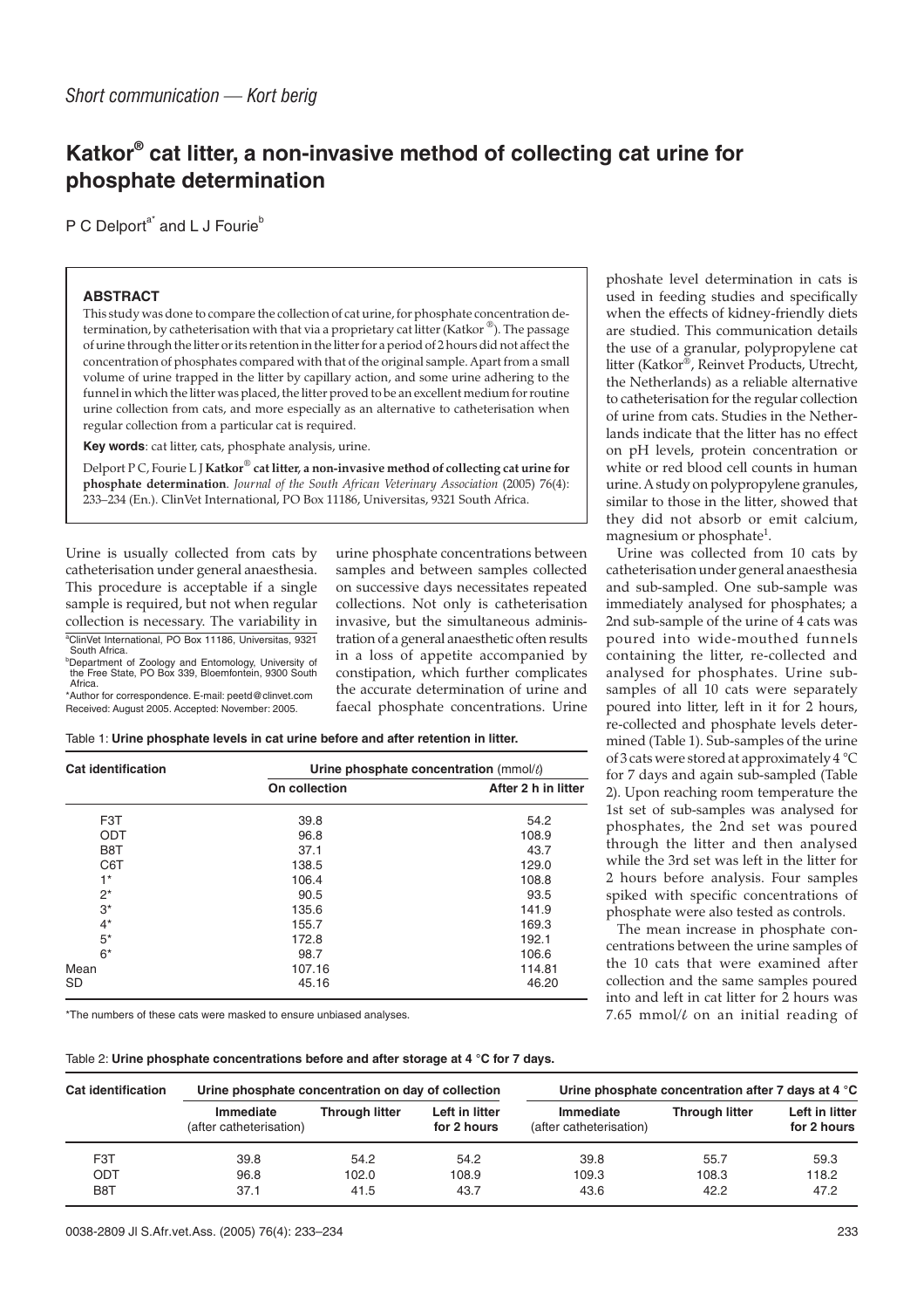*Short communication — Kort berig*

# Katkor® cat litter, a non-invasive method of collecting cat urine for phosphate determination

P C Delport[a*] and L J Fourie[b]

### ABSTRACT

This study was done to compare the collection of cat urine, for phosphate concentration determination, by catheterisation with that via a proprietary cat litter (Katkor ®). The passage of urine through the litter or its retention in the litter for a period of 2 hours did not affect the concentration of phosphates compared with that of the original sample. Apart from a small volume of urine trapped in the litter by capillary action, and some urine adhering to the funnel in which the litter was placed, the litter proved to be an excellent medium for routine urine collection from cats, and more especially as an alternative to catheterisation when regular collection from a particular cat is required.

**Key words**: cat litter, cats, phosphate analysis, urine.

Delport P C, Fourie L J **Katkor® cat litter, a non-invasive method of collecting cat urine for phosphate determination**. *Journal of the South African Veterinary Association* (2005) 76(4): 233–234 (En.). ClinVet International, PO Box 11186, Universitas, 9321 South Africa.

Urine is usually collected from cats by catheterisation under general anaesthesia. This procedure is acceptable if a single sample is required, but not when regular collection is necessary. The variability in urine phosphate concentrations between samples and between samples collected on successive days necessitates repeated collections. Not only is catheterisation invasive, but the simultaneous administration of a general anaesthetic often results in a loss of appetite accompanied by constipation, which further complicates the accurate determination of urine and faecal phosphate concentrations. Urine phoshate level determination in cats is used in feeding studies and specifically when the effects of kidney-friendly diets are studied. This communication details the use of a granular, polypropylene cat litter (Katkor®, Reinvet Products, Utrecht, the Netherlands) as a reliable alternative to catheterisation for the regular collection of urine from cats. Studies in the Netherlands indicate that the litter has no effect on pH levels, protein concentration or white or red blood cell counts in human urine. A study on polypropylene granules, similar to those in the litter, showed that they did not absorb or emit calcium, magnesium or phosphate[1].

[a]ClinVet International, PO Box 11186, Universitas, 9321 South Africa.

[b]Department of Zoology and Entomology, University of the Free State, PO Box 339, Bloemfontein, 9300 South Africa.

*Author for correspondence. E-mail: peetd@clinvet.com

Received: August 2005. Accepted: November: 2005.

Table 1: **Urine phosphate levels in cat urine before and after retention in litter.**

| Cat identification | Urine phosphate concentration (mmol/ℓ) | |
|---|---|---|
| | On collection | After 2 h in litter |
| F3T | 39.8 | 54.2 |
| ODT | 96.8 | 108.9 |
| B8T | 37.1 | 43.7 |
| C6T | 138.5 | 129.0 |
| 1* | 106.4 | 108.8 |
| 2* | 90.5 | 93.5 |
| 3* | 135.6 | 141.9 |
| 4* | 155.7 | 169.3 |
| 5* | 172.8 | 192.1 |
| 6* | 98.7 | 106.6 |
| Mean | 107.16 | 114.81 |
| SD | 45.16 | 46.20 |

*The numbers of these cats were masked to ensure unbiased analyses.

Urine was collected from 10 cats by catheterisation under general anaesthesia and sub-sampled. One sub-sample was immediately analysed for phosphates; a 2nd sub-sample of the urine of 4 cats was poured into wide-mouthed funnels containing the litter, re-collected and analysed for phosphates. Urine sub-samples of all 10 cats were separately poured into litter, left in it for 2 hours, re-collected and phosphate levels determined (Table 1). Sub-samples of the urine of 3 cats were stored at approximately 4 °C for 7 days and again sub-sampled (Table 2). Upon reaching room temperature the 1st set of sub-samples was analysed for phosphates, the 2nd set was poured through the litter and then analysed while the 3rd set was left in the litter for 2 hours before analysis. Four samples spiked with specific concentrations of phosphate were also tested as controls.

The mean increase in phosphate concentrations between the urine samples of the 10 cats that were examined after collection and the same samples poured into and left in cat litter for 2 hours was 7.65 mmol/ℓ on an initial reading of

Table 2: **Urine phosphate concentrations before and after storage at 4 °C for 7 days.**

| Cat identification | Urine phosphate concentration on day of collection | | | Urine phosphate concentration after 7 days at 4 °C | | |
|---|---|---|---|---|---|---|
| | Immediate (after catheterisation) | Through litter | Left in litter for 2 hours | Immediate (after catheterisation) | Through litter | Left in litter for 2 hours |
| F3T | 39.8 | 54.2 | 54.2 | 39.8 | 55.7 | 59.3 |
| ODT | 96.8 | 102.0 | 108.9 | 109.3 | 108.3 | 118.2 |
| B8T | 37.1 | 41.5 | 43.7 | 43.6 | 42.2 | 47.2 |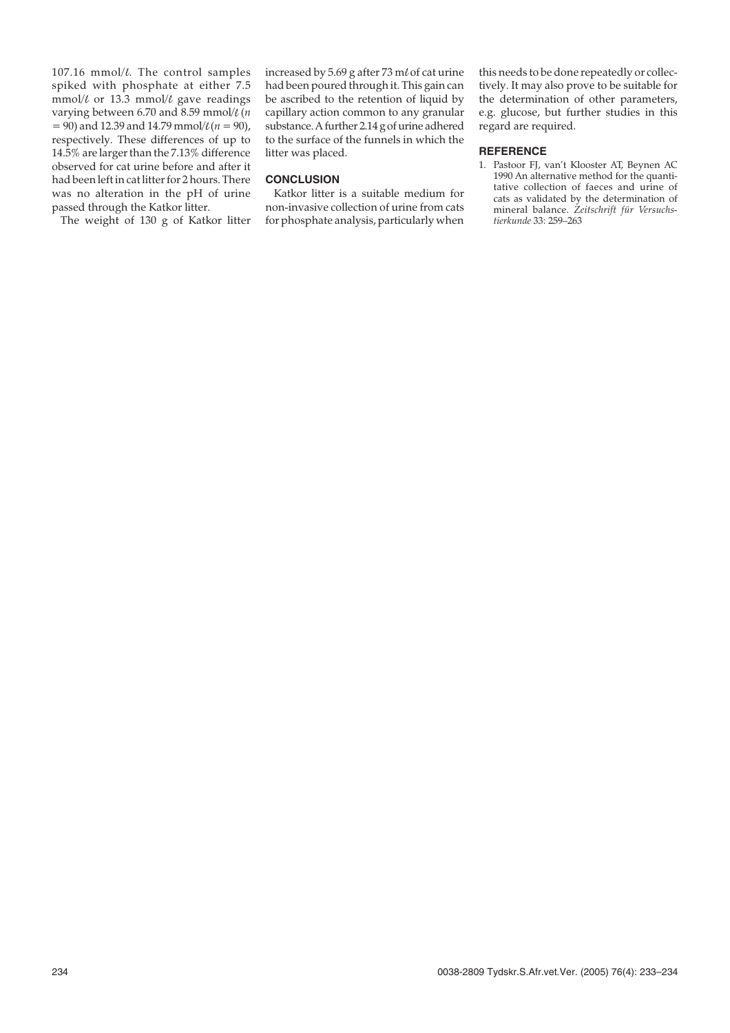107.16 mmol/ℓ. The control samples spiked with phosphate at either 7.5 mmol/ℓ or 13.3 mmol/ℓ gave readings varying between 6.70 and 8.59 mmol/ℓ ($n = 90$) and 12.39 and 14.79 mmol/ℓ ($n = 90$), respectively. These differences of up to 14.5% are larger than the 7.13% difference observed for cat urine before and after it had been left in cat litter for 2 hours. There was no alteration in the pH of urine passed through the Katkor litter.

The weight of 130 g of Katkor litter increased by 5.69 g after 73 mℓ of cat urine had been poured through it. This gain can be ascribed to the retention of liquid by capillary action common to any granular substance. A further 2.14 g of urine adhered to the surface of the funnels in which the litter was placed.

## CONCLUSION

Katkor litter is a suitable medium for non-invasive collection of urine from cats for phosphate analysis, particularly when this needs to be done repeatedly or collectively. It may also prove to be suitable for the determination of other parameters, e.g. glucose, but further studies in this regard are required.

## REFERENCE

1. Pastoor FJ, van't Klooster AT, Beynen AC 1990 An alternative method for the quantitative collection of faeces and urine of cats as validated by the determination of mineral balance. *Zeitschrift für Versuchstierkunde* 33: 259–263